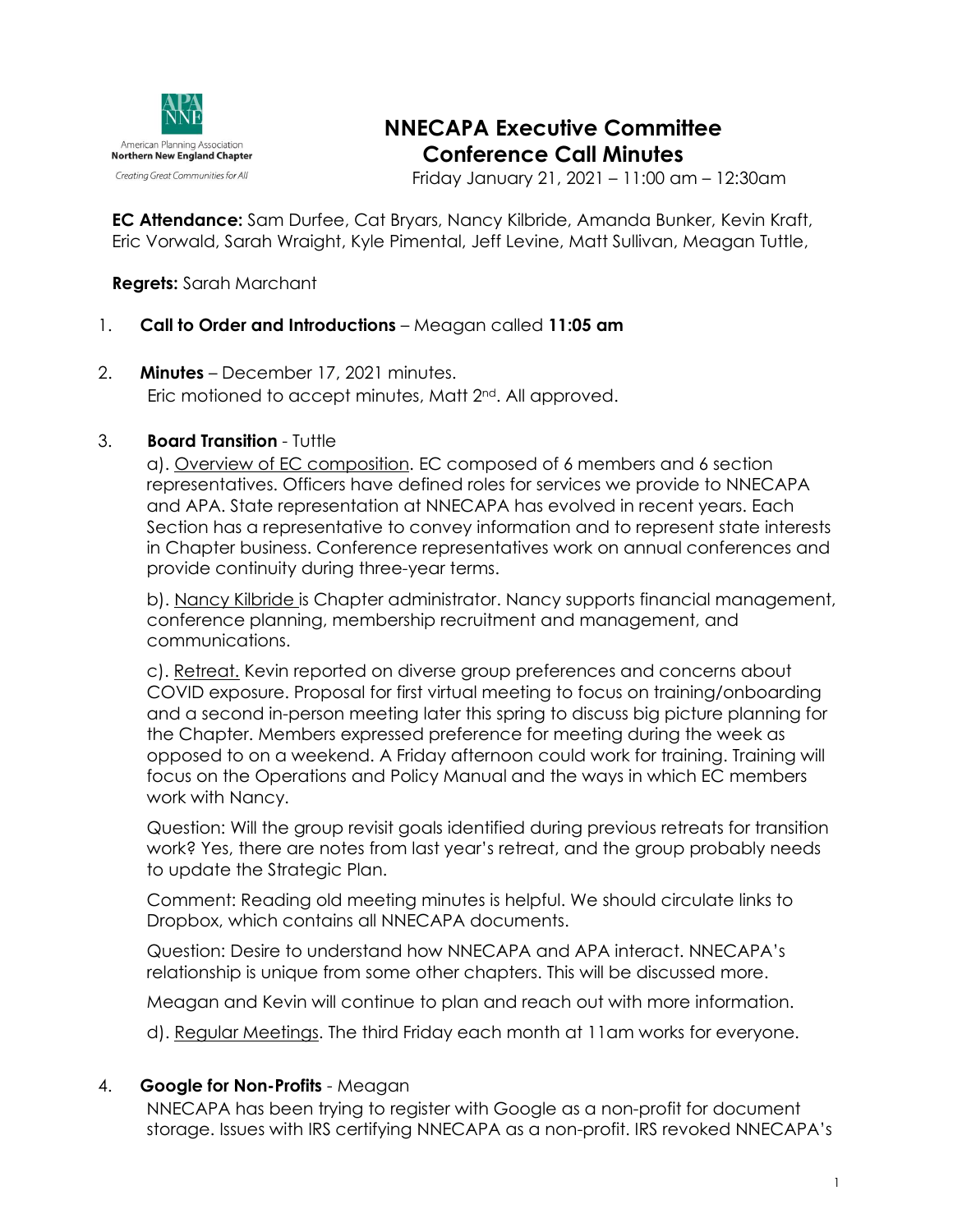American Planning Association
Northern New England Chapter
*Creating Great Communities for All*

# NNECAPA Executive Committee Conference Call Minutes

Friday January 21, 2021 – 11:00 am – 12:30am

**EC Attendance:** Sam Durfee, Cat Bryars, Nancy Kilbride, Amanda Bunker, Kevin Kraft, Eric Vorwald, Sarah Wraight, Kyle Pimental, Jeff Levine, Matt Sullivan, Meagan Tuttle,

**Regrets:** Sarah Marchant

1. **Call to Order and Introductions** – Meagan called **11:05 am**

2. **Minutes** – December 17, 2021 minutes.
   Eric motioned to accept minutes, Matt 2nd. All approved.

3. **Board Transition** - Tuttle

   a). Overview of EC composition. EC composed of 6 members and 6 section representatives. Officers have defined roles for services we provide to NNECAPA and APA. State representation at NNECAPA has evolved in recent years. Each Section has a representative to convey information and to represent state interests in Chapter business. Conference representatives work on annual conferences and provide continuity during three-year terms.

   b). Nancy Kilbride is Chapter administrator. Nancy supports financial management, conference planning, membership recruitment and management, and communications.

   c). Retreat. Kevin reported on diverse group preferences and concerns about COVID exposure. Proposal for first virtual meeting to focus on training/onboarding and a second in-person meeting later this spring to discuss big picture planning for the Chapter. Members expressed preference for meeting during the week as opposed to on a weekend. A Friday afternoon could work for training. Training will focus on the Operations and Policy Manual and the ways in which EC members work with Nancy.

   Question: Will the group revisit goals identified during previous retreats for transition work? Yes, there are notes from last year's retreat, and the group probably needs to update the Strategic Plan.

   Comment: Reading old meeting minutes is helpful. We should circulate links to Dropbox, which contains all NNECAPA documents.

   Question: Desire to understand how NNECAPA and APA interact. NNECAPA's relationship is unique from some other chapters. This will be discussed more.

   Meagan and Kevin will continue to plan and reach out with more information.

   d). Regular Meetings. The third Friday each month at 11am works for everyone.

4. **Google for Non-Profits** - Meagan
   NNECAPA has been trying to register with Google as a non-profit for document storage. Issues with IRS certifying NNECAPA as a non-profit. IRS revoked NNECAPA's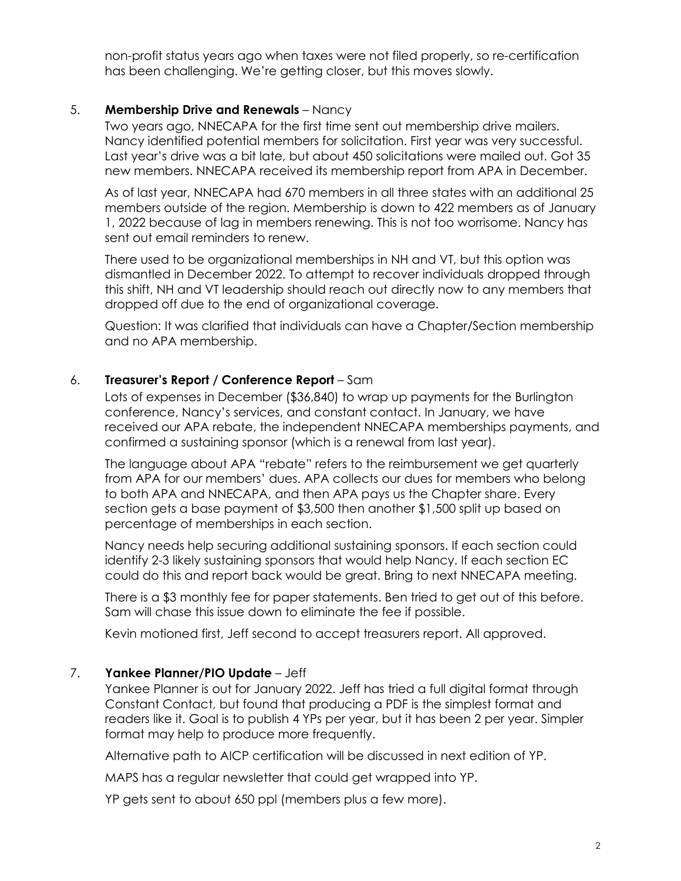non-profit status years ago when taxes were not filed properly, so re-certification has been challenging. We're getting closer, but this moves slowly.

5. **Membership Drive and Renewals** – Nancy

   Two years ago, NNECAPA for the first time sent out membership drive mailers. Nancy identified potential members for solicitation. First year was very successful. Last year's drive was a bit late, but about 450 solicitations were mailed out. Got 35 new members. NNECAPA received its membership report from APA in December.

   As of last year, NNECAPA had 670 members in all three states with an additional 25 members outside of the region. Membership is down to 422 members as of January 1, 2022 because of lag in members renewing. This is not too worrisome. Nancy has sent out email reminders to renew.

   There used to be organizational memberships in NH and VT, but this option was dismantled in December 2022. To attempt to recover individuals dropped through this shift, NH and VT leadership should reach out directly now to any members that dropped off due to the end of organizational coverage.

   Question: It was clarified that individuals can have a Chapter/Section membership and no APA membership.

6. **Treasurer's Report / Conference Report** – Sam

   Lots of expenses in December ($36,840) to wrap up payments for the Burlington conference, Nancy's services, and constant contact. In January, we have received our APA rebate, the independent NNECAPA memberships payments, and confirmed a sustaining sponsor (which is a renewal from last year).

   The language about APA "rebate" refers to the reimbursement we get quarterly from APA for our members' dues. APA collects our dues for members who belong to both APA and NNECAPA, and then APA pays us the Chapter share. Every section gets a base payment of $3,500 then another $1,500 split up based on percentage of memberships in each section.

   Nancy needs help securing additional sustaining sponsors. If each section could identify 2-3 likely sustaining sponsors that would help Nancy. If each section EC could do this and report back would be great. Bring to next NNECAPA meeting.

   There is a $3 monthly fee for paper statements. Ben tried to get out of this before. Sam will chase this issue down to eliminate the fee if possible.

   Kevin motioned first, Jeff second to accept treasurers report. All approved.

7. **Yankee Planner/PIO Update** – Jeff

   Yankee Planner is out for January 2022. Jeff has tried a full digital format through Constant Contact, but found that producing a PDF is the simplest format and readers like it. Goal is to publish 4 YPs per year, but it has been 2 per year. Simpler format may help to produce more frequently.

   Alternative path to AICP certification will be discussed in next edition of YP.

   MAPS has a regular newsletter that could get wrapped into YP.

   YP gets sent to about 650 ppl (members plus a few more).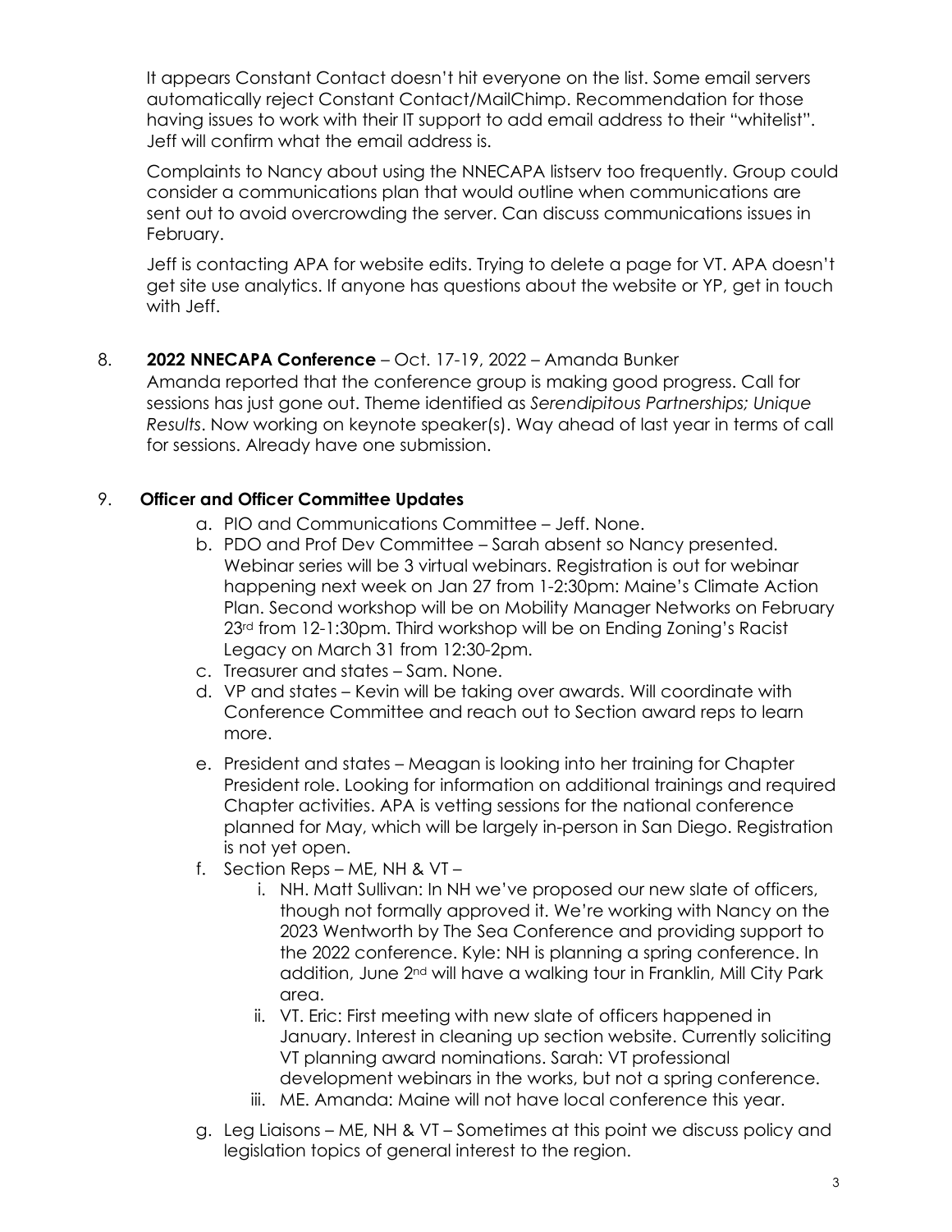It appears Constant Contact doesn't hit everyone on the list. Some email servers automatically reject Constant Contact/MailChimp. Recommendation for those having issues to work with their IT support to add email address to their "whitelist". Jeff will confirm what the email address is.

Complaints to Nancy about using the NNECAPA listserv too frequently. Group could consider a communications plan that would outline when communications are sent out to avoid overcrowding the server. Can discuss communications issues in February.

Jeff is contacting APA for website edits. Trying to delete a page for VT. APA doesn't get site use analytics. If anyone has questions about the website or YP, get in touch with Jeff.

8. **2022 NNECAPA Conference** – Oct. 17-19, 2022 – Amanda Bunker

   Amanda reported that the conference group is making good progress. Call for sessions has just gone out. Theme identified as *Serendipitous Partnerships; Unique Results*. Now working on keynote speaker(s). Way ahead of last year in terms of call for sessions. Already have one submission.

9. **Officer and Officer Committee Updates**
   a. PIO and Communications Committee – Jeff. None.
   b. PDO and Prof Dev Committee – Sarah absent so Nancy presented. Webinar series will be 3 virtual webinars. Registration is out for webinar happening next week on Jan 27 from 1-2:30pm: Maine's Climate Action Plan. Second workshop will be on Mobility Manager Networks on February 23rd from 12-1:30pm. Third workshop will be on Ending Zoning's Racist Legacy on March 31 from 12:30-2pm.
   c. Treasurer and states – Sam. None.
   d. VP and states – Kevin will be taking over awards. Will coordinate with Conference Committee and reach out to Section award reps to learn more.
   e. President and states – Meagan is looking into her training for Chapter President role. Looking for information on additional trainings and required Chapter activities. APA is vetting sessions for the national conference planned for May, which will be largely in-person in San Diego. Registration is not yet open.
   f. Section Reps – ME, NH & VT –
      i. NH. Matt Sullivan: In NH we've proposed our new slate of officers, though not formally approved it. We're working with Nancy on the 2023 Wentworth by The Sea Conference and providing support to the 2022 conference. Kyle: NH is planning a spring conference. In addition, June 2nd will have a walking tour in Franklin, Mill City Park area.
      ii. VT. Eric: First meeting with new slate of officers happened in January. Interest in cleaning up section website. Currently soliciting VT planning award nominations. Sarah: VT professional development webinars in the works, but not a spring conference.
      iii. ME. Amanda: Maine will not have local conference this year.
   g. Leg Liaisons – ME, NH & VT – Sometimes at this point we discuss policy and legislation topics of general interest to the region.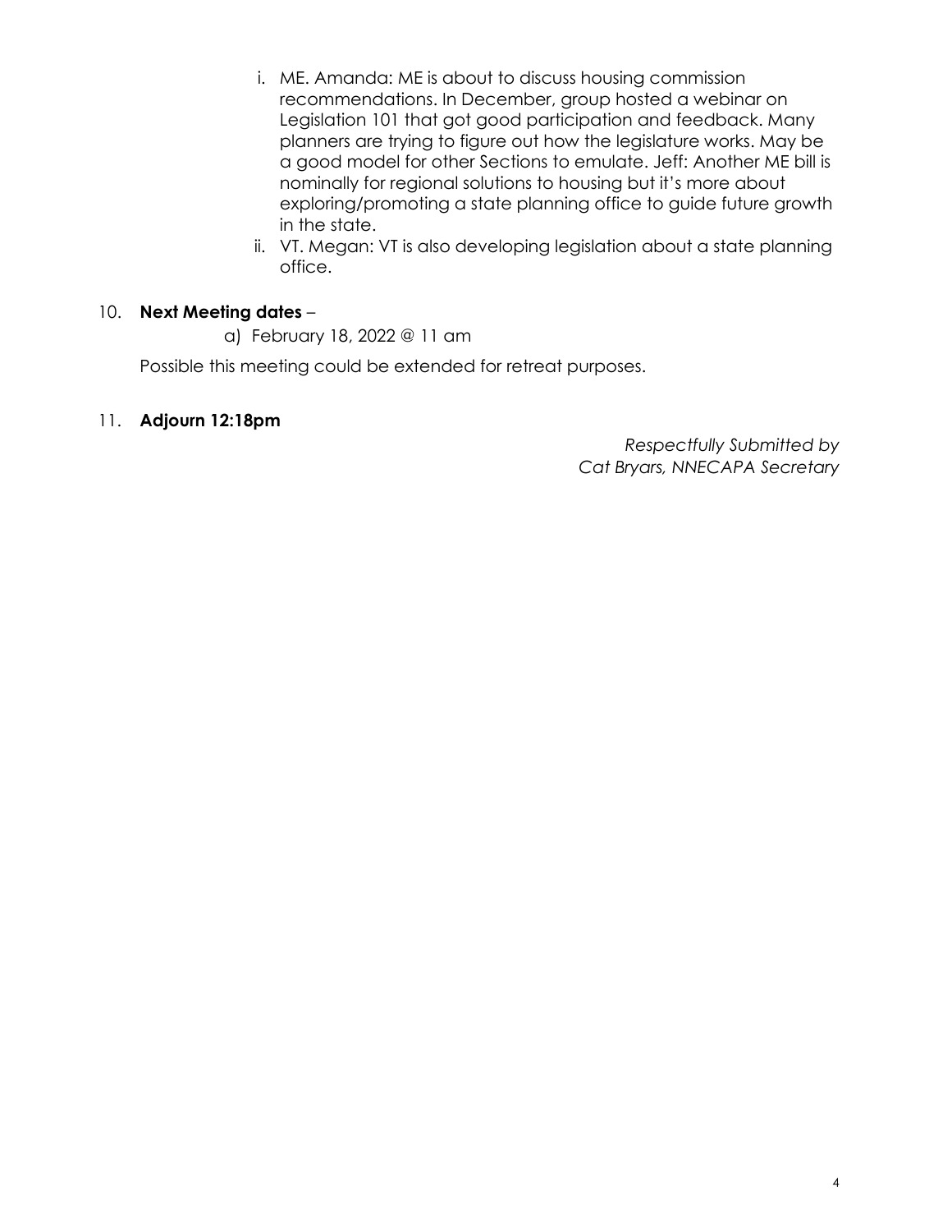i. ME. Amanda: ME is about to discuss housing commission recommendations. In December, group hosted a webinar on Legislation 101 that got good participation and feedback. Many planners are trying to figure out how the legislature works. May be a good model for other Sections to emulate. Jeff: Another ME bill is nominally for regional solutions to housing but it's more about exploring/promoting a state planning office to guide future growth in the state.

ii. VT. Megan: VT is also developing legislation about a state planning office.

10. **Next Meeting dates** –

    a) February 18, 2022 @ 11 am

    Possible this meeting could be extended for retreat purposes.

11. **Adjourn 12:18pm**

*Respectfully Submitted by*
*Cat Bryars, NNECAPA Secretary*